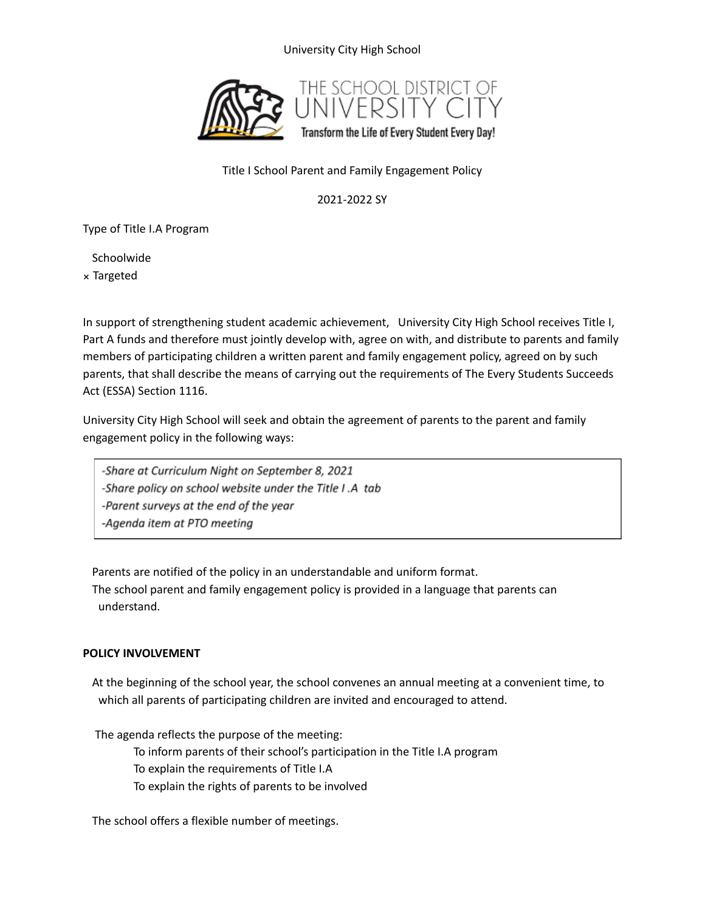University City High School

THE SCHOOL DISTRICT OF UNIVERSITY CITY

Transform the Life of Every Student Every Day!

Title I School Parent and Family Engagement Policy

2021-2022 SY

Type of Title I.A Program

Schoolwide
× Targeted

In support of strengthening student academic achievement, University City High School receives Title I, Part A funds and therefore must jointly develop with, agree on with, and distribute to parents and family members of participating children a written parent and family engagement policy, agreed on by such parents, that shall describe the means of carrying out the requirements of The Every Students Succeeds Act (ESSA) Section 1116.

University City High School will seek and obtain the agreement of parents to the parent and family engagement policy in the following ways:

*-Share at Curriculum Night on September 8, 2021*
*-Share policy on school website under the Title I .A tab*
*-Parent surveys at the end of the year*
*-Agenda item at PTO meeting*

Parents are notified of the policy in an understandable and uniform format.
The school parent and family engagement policy is provided in a language that parents can understand.

**POLICY INVOLVEMENT**

At the beginning of the school year, the school convenes an annual meeting at a convenient time, to which all parents of participating children are invited and encouraged to attend.

The agenda reflects the purpose of the meeting:

- To inform parents of their school's participation in the Title I.A program
- To explain the requirements of Title I.A
- To explain the rights of parents to be involved

The school offers a flexible number of meetings.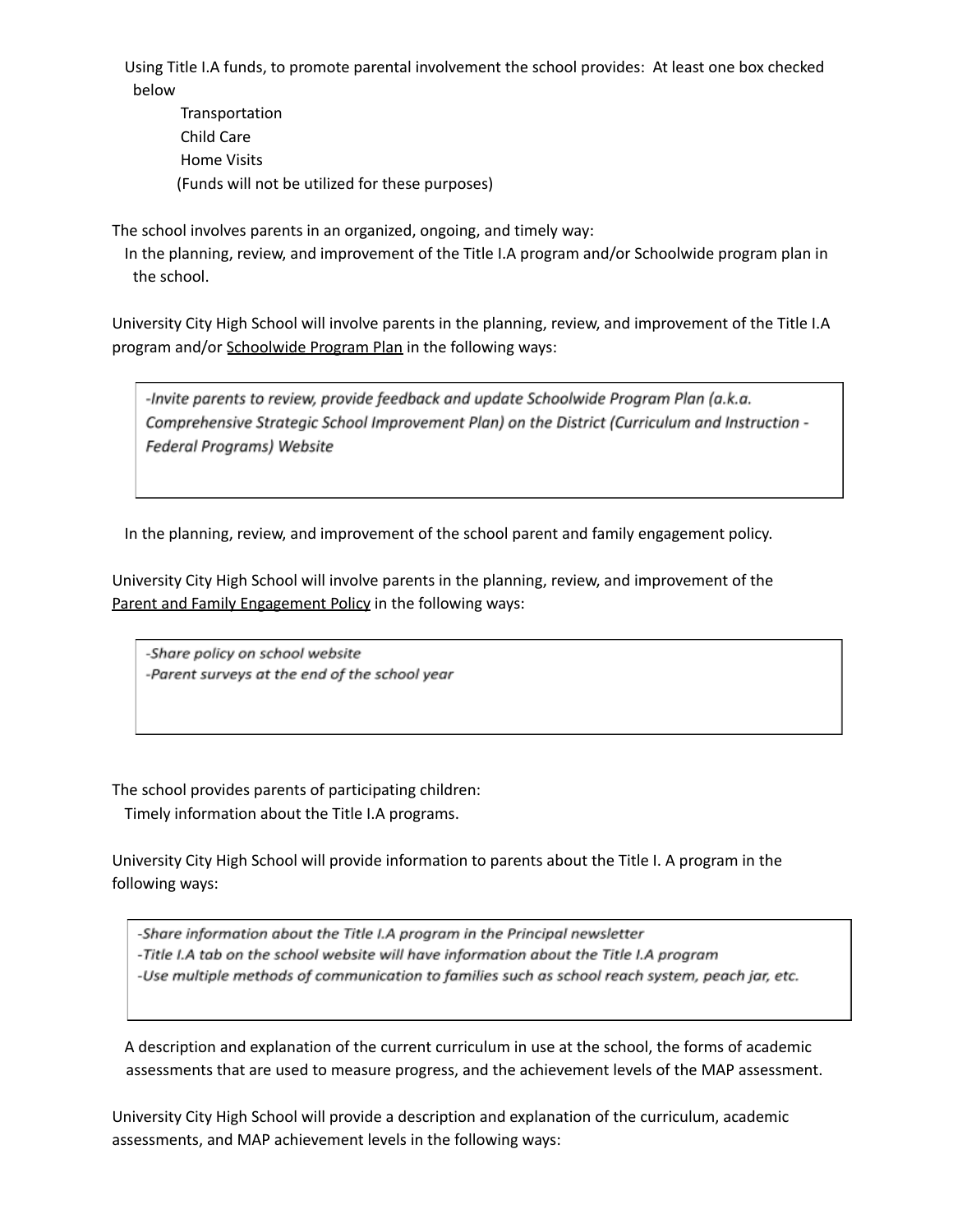Using Title I.A funds, to promote parental involvement the school provides: At least one box checked below

- Transportation
- Child Care
- Home Visits
- (Funds will not be utilized for these purposes)

The school involves parents in an organized, ongoing, and timely way:

In the planning, review, and improvement of the Title I.A program and/or Schoolwide program plan in the school.

University City High School will involve parents in the planning, review, and improvement of the Title I.A program and/or Schoolwide Program Plan in the following ways:

> *-Invite parents to review, provide feedback and update Schoolwide Program Plan (a.k.a. Comprehensive Strategic School Improvement Plan) on the District (Curriculum and Instruction - Federal Programs) Website*

In the planning, review, and improvement of the school parent and family engagement policy.

University City High School will involve parents in the planning, review, and improvement of the Parent and Family Engagement Policy in the following ways:

> *-Share policy on school website*
> *-Parent surveys at the end of the school year*

The school provides parents of participating children:

Timely information about the Title I.A programs.

University City High School will provide information to parents about the Title I. A program in the following ways:

> *-Share information about the Title I.A program in the Principal newsletter*
> *-Title I.A tab on the school website will have information about the Title I.A program*
> *-Use multiple methods of communication to families such as school reach system, peach jar, etc.*

A description and explanation of the current curriculum in use at the school, the forms of academic assessments that are used to measure progress, and the achievement levels of the MAP assessment.

University City High School will provide a description and explanation of the curriculum, academic assessments, and MAP achievement levels in the following ways: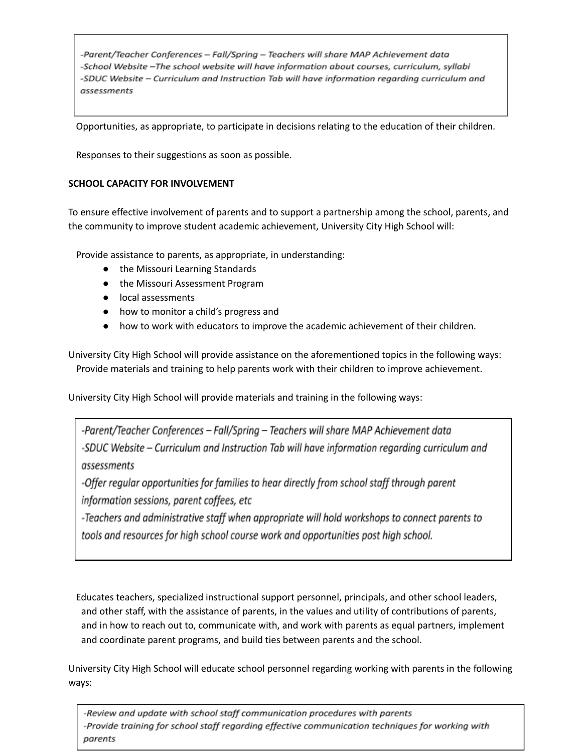*-Parent/Teacher Conferences – Fall/Spring – Teachers will share MAP Achievement data*
*-School Website –The school website will have information about courses, curriculum, syllabi*
*-SDUC Website – Curriculum and Instruction Tab will have information regarding curriculum and assessments*

Opportunities, as appropriate, to participate in decisions relating to the education of their children.

Responses to their suggestions as soon as possible.

**SCHOOL CAPACITY FOR INVOLVEMENT**

To ensure effective involvement of parents and to support a partnership among the school, parents, and the community to improve student academic achievement, University City High School will:

Provide assistance to parents, as appropriate, in understanding:

- the Missouri Learning Standards
- the Missouri Assessment Program
- local assessments
- how to monitor a child's progress and
- how to work with educators to improve the academic achievement of their children.

University City High School will provide assistance on the aforementioned topics in the following ways:
Provide materials and training to help parents work with their children to improve achievement.

University City High School will provide materials and training in the following ways:

*-Parent/Teacher Conferences – Fall/Spring – Teachers will share MAP Achievement data*
*-SDUC Website – Curriculum and Instruction Tab will have information regarding curriculum and assessments*
*-Offer regular opportunities for families to hear directly from school staff through parent information sessions, parent coffees, etc*
*-Teachers and administrative staff when appropriate will hold workshops to connect parents to tools and resources for high school course work and opportunities post high school.*

Educates teachers, specialized instructional support personnel, principals, and other school leaders, and other staff, with the assistance of parents, in the values and utility of contributions of parents, and in how to reach out to, communicate with, and work with parents as equal partners, implement and coordinate parent programs, and build ties between parents and the school.

University City High School will educate school personnel regarding working with parents in the following ways:

*-Review and update with school staff communication procedures with parents*
*-Provide training for school staff regarding effective communication techniques for working with parents*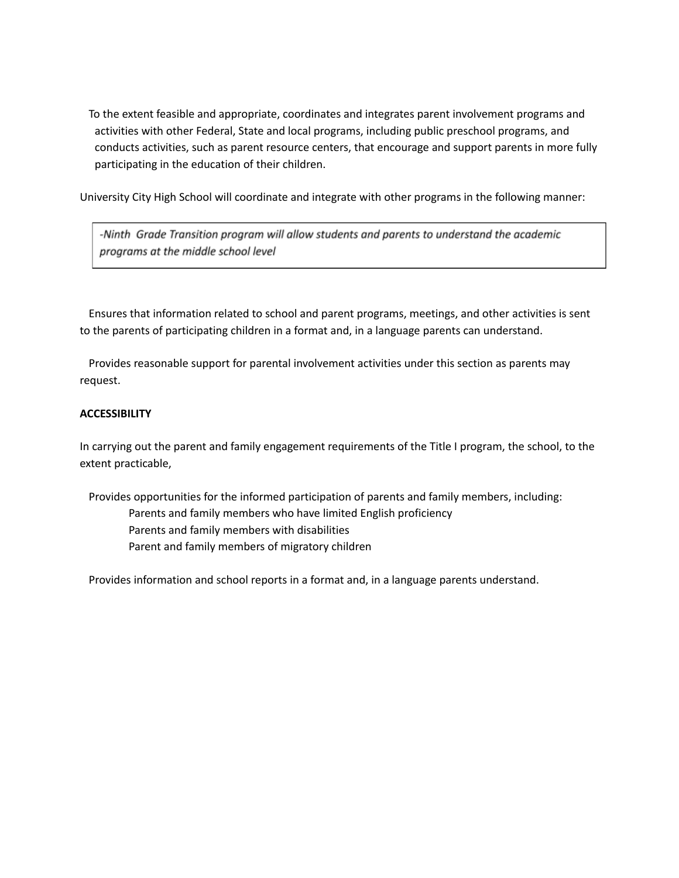To the extent feasible and appropriate, coordinates and integrates parent involvement programs and activities with other Federal, State and local programs, including public preschool programs, and conducts activities, such as parent resource centers, that encourage and support parents in more fully participating in the education of their children.

University City High School will coordinate and integrate with other programs in the following manner:

*-Ninth Grade Transition program will allow students and parents to understand the academic programs at the middle school level*

Ensures that information related to school and parent programs, meetings, and other activities is sent to the parents of participating children in a format and, in a language parents can understand.

Provides reasonable support for parental involvement activities under this section as parents may request.

**ACCESSIBILITY**

In carrying out the parent and family engagement requirements of the Title I program, the school, to the extent practicable,

Provides opportunities for the informed participation of parents and family members, including:

- Parents and family members who have limited English proficiency
- Parents and family members with disabilities
- Parent and family members of migratory children

Provides information and school reports in a format and, in a language parents understand.